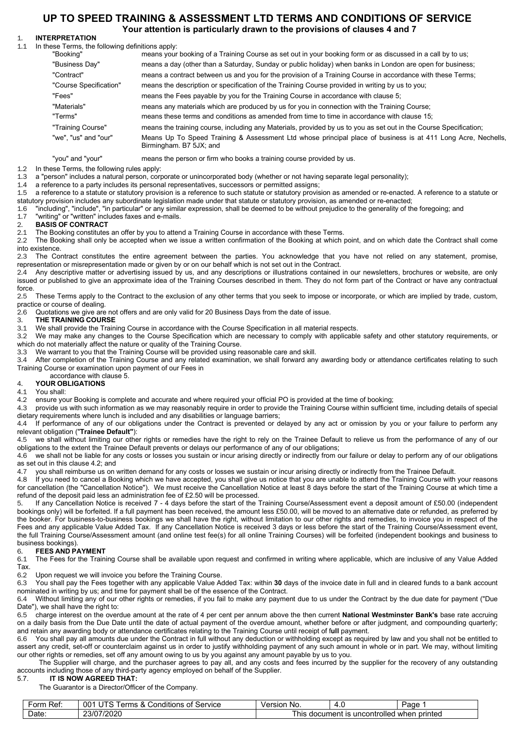# UP TO SPEED TRAINING & ASSESSMENT LTD TERMS AND CONDITIONS OF SERVICE

**Your attention is particularly drawn to the provisions of clauses 4 and 7**

## 1. INTERPRETATION

1.1 In these Terms, the following definitions apply:

| | |
|---|---|
| "Booking" | means your booking of a Training Course as set out in your booking form or as discussed in a call by to us; |
| "Business Day" | means a day (other than a Saturday, Sunday or public holiday) when banks in London are open for business; |
| "Contract" | means a contract between us and you for the provision of a Training Course in accordance with these Terms; |
| "Course Specification" | means the description or specification of the Training Course provided in writing by us to you; |
| "Fees" | means the Fees payable by you for the Training Course in accordance with clause 5; |
| "Materials" | means any materials which are produced by us for you in connection with the Training Course; |
| "Terms" | means these terms and conditions as amended from time to time in accordance with clause 15; |
| "Training Course" | means the training course, including any Materials, provided by us to you as set out in the Course Specification; |
| "we", "us" and "our" | Means Up To Speed Training & Assessment Ltd whose principal place of business is at 411 Long Acre, Nechells, Birmingham. B7 5JX; and |
| "you" and "your" | means the person or firm who books a training course provided by us. |

1.2 In these Terms, the following rules apply:

1.3 a "person" includes a natural person, corporate or unincorporated body (whether or not having separate legal personality);

1.4 a reference to a party includes its personal representatives, successors or permitted assigns;

1.5 a reference to a statute or statutory provision is a reference to such statute or statutory provision as amended or re-enacted. A reference to a statute or statutory provision includes any subordinate legislation made under that statute or statutory provision, as amended or re-enacted;

1.6 "including", "include", "in particular" or any similar expression, shall be deemed to be without prejudice to the generality of the foregoing; and

1.7 "writing" or "written" includes faxes and e-mails.

## 2. BASIS OF CONTRACT

2.1 The Booking constitutes an offer by you to attend a Training Course in accordance with these Terms.

2.2 The Booking shall only be accepted when we issue a written confirmation of the Booking at which point, and on which date the Contract shall come into existence.

2.3 The Contract constitutes the entire agreement between the parties. You acknowledge that you have not relied on any statement, promise, representation or misrepresentation made or given by or on our behalf which is not set out in the Contract.

2.4 Any descriptive matter or advertising issued by us, and any descriptions or illustrations contained in our newsletters, brochures or website, are only issued or published to give an approximate idea of the Training Courses described in them. They do not form part of the Contract or have any contractual force.

2.5 These Terms apply to the Contract to the exclusion of any other terms that you seek to impose or incorporate, or which are implied by trade, custom, practice or course of dealing.

2.6 Quotations we give are not offers and are only valid for 20 Business Days from the date of issue.

## 3. THE TRAINING COURSE

3.1 We shall provide the Training Course in accordance with the Course Specification in all material respects.

3.2 We may make any changes to the Course Specification which are necessary to comply with applicable safety and other statutory requirements, or which do not materially affect the nature or quality of the Training Course.

3.3 We warrant to you that the Training Course will be provided using reasonable care and skill.

3.4 After completion of the Training Course and any related examination, we shall forward any awarding body or attendance certificates relating to such Training Course or examination upon payment of our Fees in accordance with clause 5.

## 4. YOUR OBLIGATIONS

4.1 You shall:

4.2 ensure your Booking is complete and accurate and where required your official PO is provided at the time of booking;

4.3 provide us with such information as we may reasonably require in order to provide the Training Course within sufficient time, including details of special dietary requirements where lunch is included and any disabilities or language barriers;

4.4 If performance of any of our obligations under the Contract is prevented or delayed by any act or omission by you or your failure to perform any relevant obligation ("**Trainee Default"**):

4.5 we shall without limiting our other rights or remedies have the right to rely on the Trainee Default to relieve us from the performance of any of our obligations to the extent the Trainee Default prevents or delays our performance of any of our obligations;

4.6 we shall not be liable for any costs or losses you sustain or incur arising directly or indirectly from our failure or delay to perform any of our obligations as set out in this clause 4.2; and

4.7 you shall reimburse us on written demand for any costs or losses we sustain or incur arising directly or indirectly from the Trainee Default.

4.8 If you need to cancel a Booking which we have accepted, you shall give us notice that you are unable to attend the Training Course with your reasons for cancellation (the "Cancellation Notice"). We must receive the Cancellation Notice at least 8 days before the start of the Training Course at which time a refund of the deposit paid less an administration fee of £2.50 will be processed.

5. If any Cancellation Notice is received 7 - 4 days before the start of the Training Course/Assessment event a deposit amount of £50.00 (independent bookings only) will be forfeited. If a full payment has been received, the amount less £50.00, will be moved to an alternative date or refunded, as preferred by the booker. For business-to-business bookings we shall have the right, without limitation to our other rights and remedies, to invoice you in respect of the Fees and any applicable Value Added Tax. If any Cancellation Notice is received 3 days or less before the start of the Training Course/Assessment event, the full Training Course/Assessment amount (and online test fee(s) for all online Training Courses) will be forfeited (independent bookings and business to business bookings).

## 6. FEES AND PAYMENT

6.1 The Fees for the Training Course shall be available upon request and confirmed in writing where applicable, which are inclusive of any Value Added Tax.

6.2 Upon request we will invoice you before the Training Course.

6.3 You shall pay the Fees together with any applicable Value Added Tax: within **30** days of the invoice date in full and in cleared funds to a bank account nominated in writing by us; and time for payment shall be of the essence of the Contract.

6.4 Without limiting any of our other rights or remedies, if you fail to make any payment due to us under the Contract by the due date for payment ("Due Date"), we shall have the right to:

6.5 charge interest on the overdue amount at the rate of 4 per cent per annum above the then current **National Westminster Bank's** base rate accruing on a daily basis from the Due Date until the date of actual payment of the overdue amount, whether before or after judgment, and compounding quarterly; and retain any awarding body or attendance certificates relating to the Training Course until receipt of f**ull** payment.

6.6 You shall pay all amounts due under the Contract in full without any deduction or withholding except as required by law and you shall not be entitled to assert any credit, set-off or counterclaim against us in order to justify withholding payment of any such amount in whole or in part. We may, without limiting our other rights or remedies, set off any amount owing to us by you against any amount payable by us to you.

The Supplier will charge, and the purchaser agrees to pay all, and any costs and fees incurred by the supplier for the recovery of any outstanding accounts including those of any third-party agency employed on behalf of the Supplier.

5.7. **IT IS NOW AGREED THAT:**

The Guarantor is a Director/Officer of the Company.

| Form Ref: | 001 UTS Terms & Conditions of Service | Version No. | 4.0 | Page 1 |
|---|---|---|---|---|
| Date: | 23/07/2020 | This document is uncontrolled when printed | | |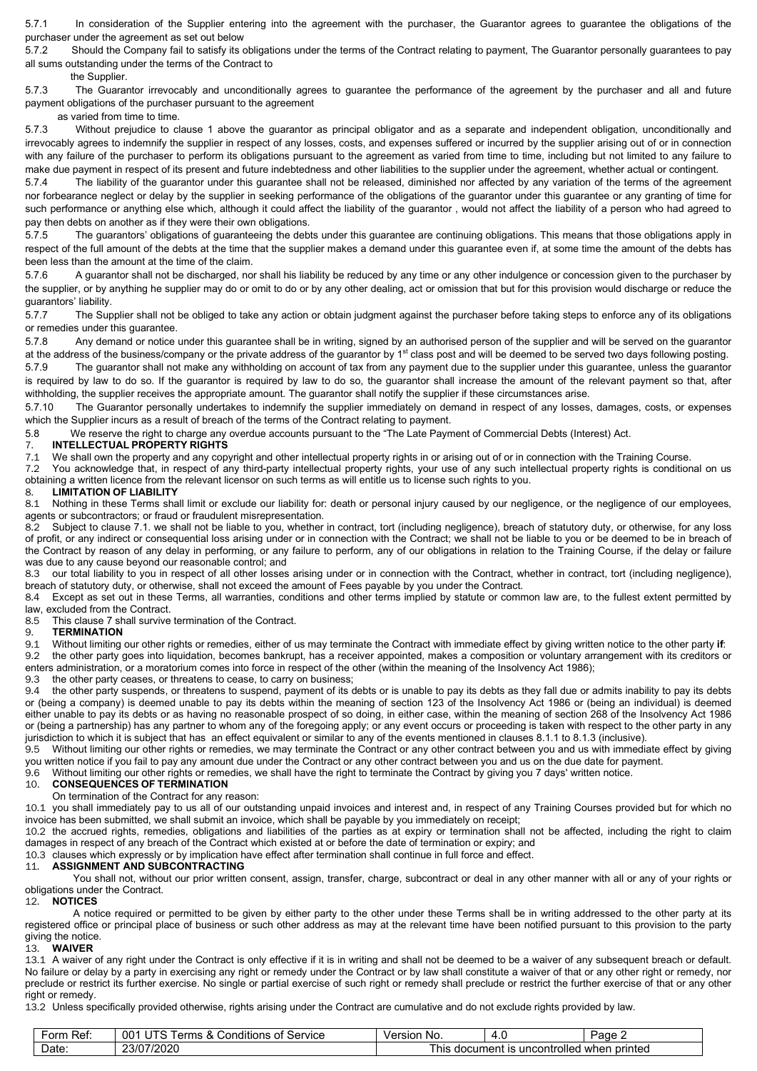5.7.1 In consideration of the Supplier entering into the agreement with the purchaser, the Guarantor agrees to guarantee the obligations of the purchaser under the agreement as set out below

5.7.2 Should the Company fail to satisfy its obligations under the terms of the Contract relating to payment, The Guarantor personally guarantees to pay all sums outstanding under the terms of the Contract to the Supplier.

5.7.3 The Guarantor irrevocably and unconditionally agrees to guarantee the performance of the agreement by the purchaser and all and future payment obligations of the purchaser pursuant to the agreement as varied from time to time.

5.7.3 Without prejudice to clause 1 above the guarantor as principal obligator and as a separate and independent obligation, unconditionally and irrevocably agrees to indemnify the supplier in respect of any losses, costs, and expenses suffered or incurred by the supplier arising out of or in connection with any failure of the purchaser to perform its obligations pursuant to the agreement as varied from time to time, including but not limited to any failure to make due payment in respect of its present and future indebtedness and other liabilities to the supplier under the agreement, whether actual or contingent.

5.7.4 The liability of the guarantor under this guarantee shall not be released, diminished nor affected by any variation of the terms of the agreement nor forbearance neglect or delay by the supplier in seeking performance of the obligations of the guarantor under this guarantee or any granting of time for such performance or anything else which, although it could affect the liability of the guarantor , would not affect the liability of a person who had agreed to pay then debts on another as if they were their own obligations.

5.7.5 The guarantors' obligations of guaranteeing the debts under this guarantee are continuing obligations. This means that those obligations apply in respect of the full amount of the debts at the time that the supplier makes a demand under this guarantee even if, at some time the amount of the debts has been less than the amount at the time of the claim.

5.7.6 A guarantor shall not be discharged, nor shall his liability be reduced by any time or any other indulgence or concession given to the purchaser by the supplier, or by anything he supplier may do or omit to do or by any other dealing, act or omission that but for this provision would discharge or reduce the guarantors' liability.

5.7.7 The Supplier shall not be obliged to take any action or obtain judgment against the purchaser before taking steps to enforce any of its obligations or remedies under this guarantee.

5.7.8 Any demand or notice under this guarantee shall be in writing, signed by an authorised person of the supplier and will be served on the guarantor at the address of the business/company or the private address of the guarantor by 1st class post and will be deemed to be served two days following posting.

5.7.9 The guarantor shall not make any withholding on account of tax from any payment due to the supplier under this guarantee, unless the guarantor is required by law to do so. If the guarantor is required by law to do so, the guarantor shall increase the amount of the relevant payment so that, after withholding, the supplier receives the appropriate amount. The guarantor shall notify the supplier if these circumstances arise.

5.7.10 The Guarantor personally undertakes to indemnify the supplier immediately on demand in respect of any losses, damages, costs, or expenses which the Supplier incurs as a result of breach of the terms of the Contract relating to payment.

5.8 We reserve the right to charge any overdue accounts pursuant to the "The Late Payment of Commercial Debts (Interest) Act.

## 7. INTELLECTUAL PROPERTY RIGHTS

7.1 We shall own the property and any copyright and other intellectual property rights in or arising out of or in connection with the Training Course.

7.2 You acknowledge that, in respect of any third-party intellectual property rights, your use of any such intellectual property rights is conditional on us obtaining a written licence from the relevant licensor on such terms as will entitle us to license such rights to you.

## 8. LIMITATION OF LIABILITY

8.1 Nothing in these Terms shall limit or exclude our liability for: death or personal injury caused by our negligence, or the negligence of our employees, agents or subcontractors; or fraud or fraudulent misrepresentation.

8.2 Subject to clause 7.1. we shall not be liable to you, whether in contract, tort (including negligence), breach of statutory duty, or otherwise, for any loss of profit, or any indirect or consequential loss arising under or in connection with the Contract; we shall not be liable to you or be deemed to be in breach of the Contract by reason of any delay in performing, or any failure to perform, any of our obligations in relation to the Training Course, if the delay or failure was due to any cause beyond our reasonable control; and

8.3 our total liability to you in respect of all other losses arising under or in connection with the Contract, whether in contract, tort (including negligence), breach of statutory duty, or otherwise, shall not exceed the amount of Fees payable by you under the Contract.

8.4 Except as set out in these Terms, all warranties, conditions and other terms implied by statute or common law are, to the fullest extent permitted by law, excluded from the Contract.

8.5 This clause 7 shall survive termination of the Contract.

## 9. TERMINATION

9.1 Without limiting our other rights or remedies, either of us may terminate the Contract with immediate effect by giving written notice to the other party **if**:

9.2 the other party goes into liquidation, becomes bankrupt, has a receiver appointed, makes a composition or voluntary arrangement with its creditors or enters administration, or a moratorium comes into force in respect of the other (within the meaning of the Insolvency Act 1986);

9.3 the other party ceases, or threatens to cease, to carry on business;

9.4 the other party suspends, or threatens to suspend, payment of its debts or is unable to pay its debts as they fall due or admits inability to pay its debts or (being a company) is deemed unable to pay its debts within the meaning of section 123 of the Insolvency Act 1986 or (being an individual) is deemed either unable to pay its debts or as having no reasonable prospect of so doing, in either case, within the meaning of section 268 of the Insolvency Act 1986 or (being a partnership) has any partner to whom any of the foregoing apply; or any event occurs or proceeding is taken with respect to the other party in any jurisdiction to which it is subject that has an effect equivalent or similar to any of the events mentioned in clauses 8.1.1 to 8.1.3 (inclusive).

9.5 Without limiting our other rights or remedies, we may terminate the Contract or any other contract between you and us with immediate effect by giving you written notice if you fail to pay any amount due under the Contract or any other contract between you and us on the due date for payment.

9.6 Without limiting our other rights or remedies, we shall have the right to terminate the Contract by giving you 7 days' written notice.

## 10. CONSEQUENCES OF TERMINATION

On termination of the Contract for any reason:

10.1 you shall immediately pay to us all of our outstanding unpaid invoices and interest and, in respect of any Training Courses provided but for which no invoice has been submitted, we shall submit an invoice, which shall be payable by you immediately on receipt;

10.2 the accrued rights, remedies, obligations and liabilities of the parties as at expiry or termination shall not be affected, including the right to claim damages in respect of any breach of the Contract which existed at or before the date of termination or expiry; and

10.3 clauses which expressly or by implication have effect after termination shall continue in full force and effect.

## 11. ASSIGNMENT AND SUBCONTRACTING

You shall not, without our prior written consent, assign, transfer, charge, subcontract or deal in any other manner with all or any of your rights or obligations under the Contract.

## 12. NOTICES

A notice required or permitted to be given by either party to the other under these Terms shall be in writing addressed to the other party at its registered office or principal place of business or such other address as may at the relevant time have been notified pursuant to this provision to the party giving the notice.

## 13. WAIVER

13.1 A waiver of any right under the Contract is only effective if it is in writing and shall not be deemed to be a waiver of any subsequent breach or default. No failure or delay by a party in exercising any right or remedy under the Contract or by law shall constitute a waiver of that or any other right or remedy, nor preclude or restrict its further exercise. No single or partial exercise of such right or remedy shall preclude or restrict the further exercise of that or any other right or remedy.

13.2 Unless specifically provided otherwise, rights arising under the Contract are cumulative and do not exclude rights provided by law.

| Form Ref: | 001 UTS Terms & Conditions of Service | Version No. | 4.0 | Page 2 |
|---|---|---|---|---|
| Date: | 23/07/2020 | This document is uncontrolled when printed | | |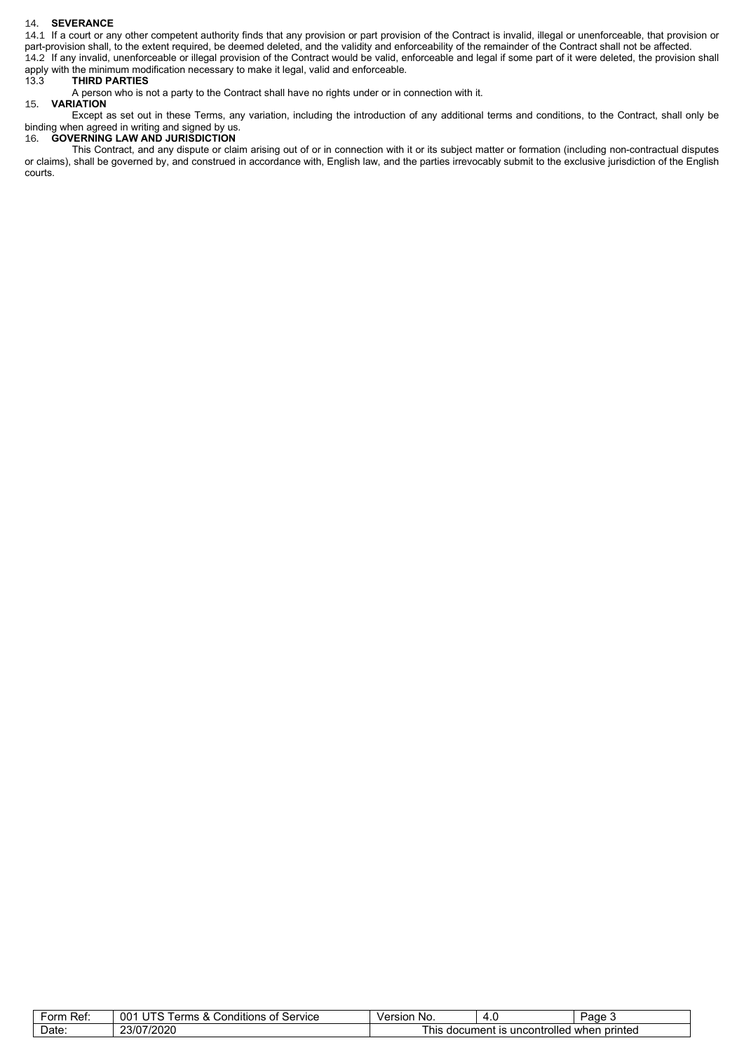14. **SEVERANCE**

14.1 If a court or any other competent authority finds that any provision or part provision of the Contract is invalid, illegal or unenforceable, that provision or part-provision shall, to the extent required, be deemed deleted, and the validity and enforceability of the remainder of the Contract shall not be affected.

14.2 If any invalid, unenforceable or illegal provision of the Contract would be valid, enforceable and legal if some part of it were deleted, the provision shall apply with the minimum modification necessary to make it legal, valid and enforceable.

13.3 **THIRD PARTIES**

A person who is not a party to the Contract shall have no rights under or in connection with it.

15. **VARIATION**

Except as set out in these Terms, any variation, including the introduction of any additional terms and conditions, to the Contract, shall only be binding when agreed in writing and signed by us.

16. **GOVERNING LAW AND JURISDICTION**

This Contract, and any dispute or claim arising out of or in connection with it or its subject matter or formation (including non-contractual disputes or claims), shall be governed by, and construed in accordance with, English law, and the parties irrevocably submit to the exclusive jurisdiction of the English courts.